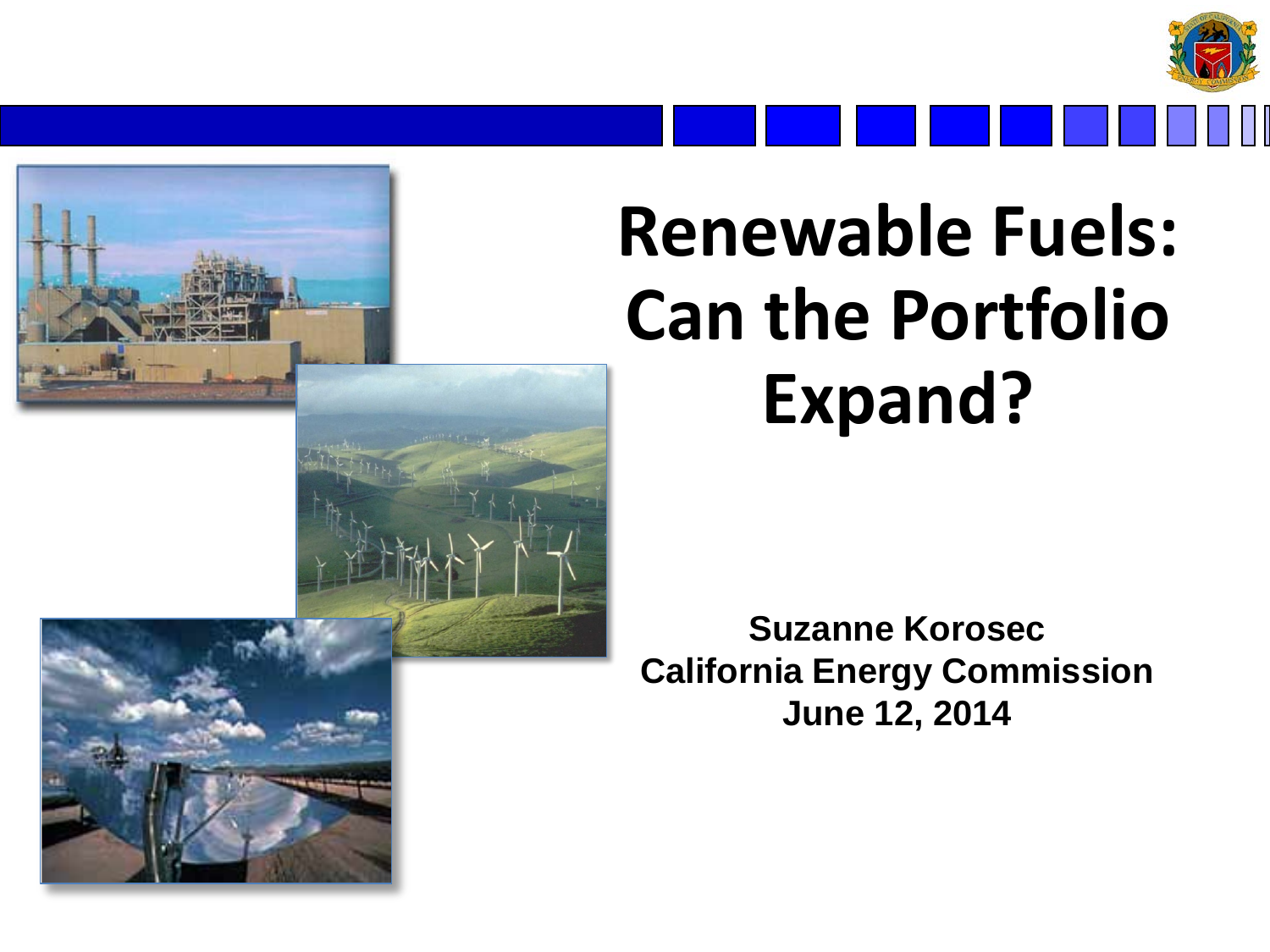# Renewable Fuels: Can the Portfolio Expand?

**Suzanne Korosec**
**California Energy Commission**
**June 12, 2014**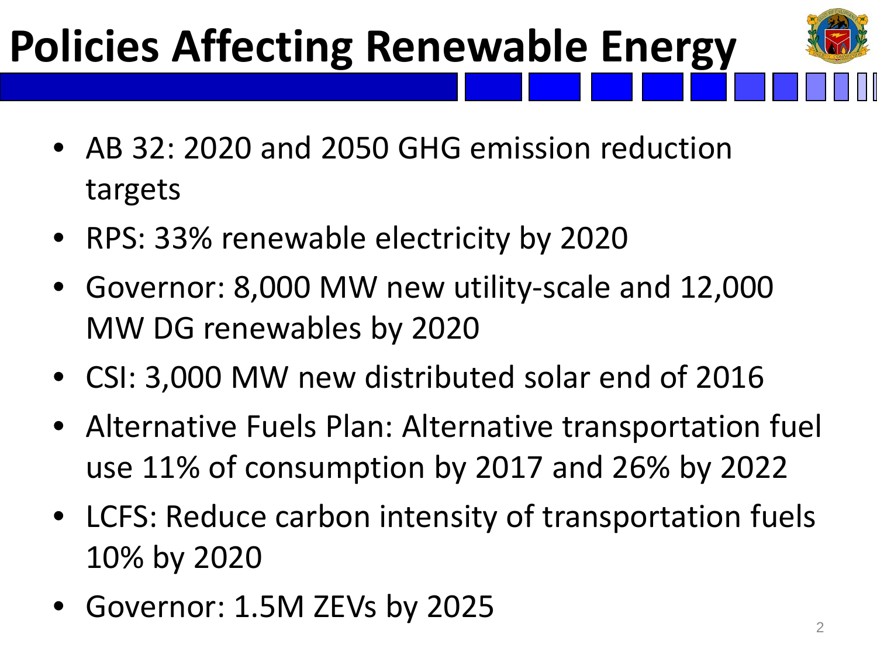# Policies Affecting Renewable Energy

- AB 32: 2020 and 2050 GHG emission reduction targets
- RPS: 33% renewable electricity by 2020
- Governor: 8,000 MW new utility-scale and 12,000 MW DG renewables by 2020
- CSI: 3,000 MW new distributed solar end of 2016
- Alternative Fuels Plan: Alternative transportation fuel use 11% of consumption by 2017 and 26% by 2022
- LCFS: Reduce carbon intensity of transportation fuels 10% by 2020
- Governor: 1.5M ZEVs by 2025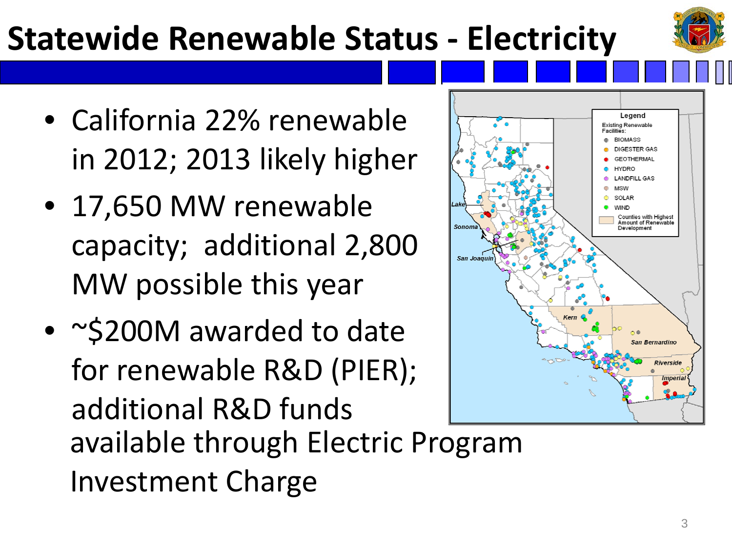# Statewide Renewable Status - Electricity

- California 22% renewable in 2012; 2013 likely higher
- 17,650 MW renewable capacity; additional 2,800 MW possible this year
- ~$200M awarded to date for renewable R&D (PIER); additional R&D funds available through Electric Program Investment Charge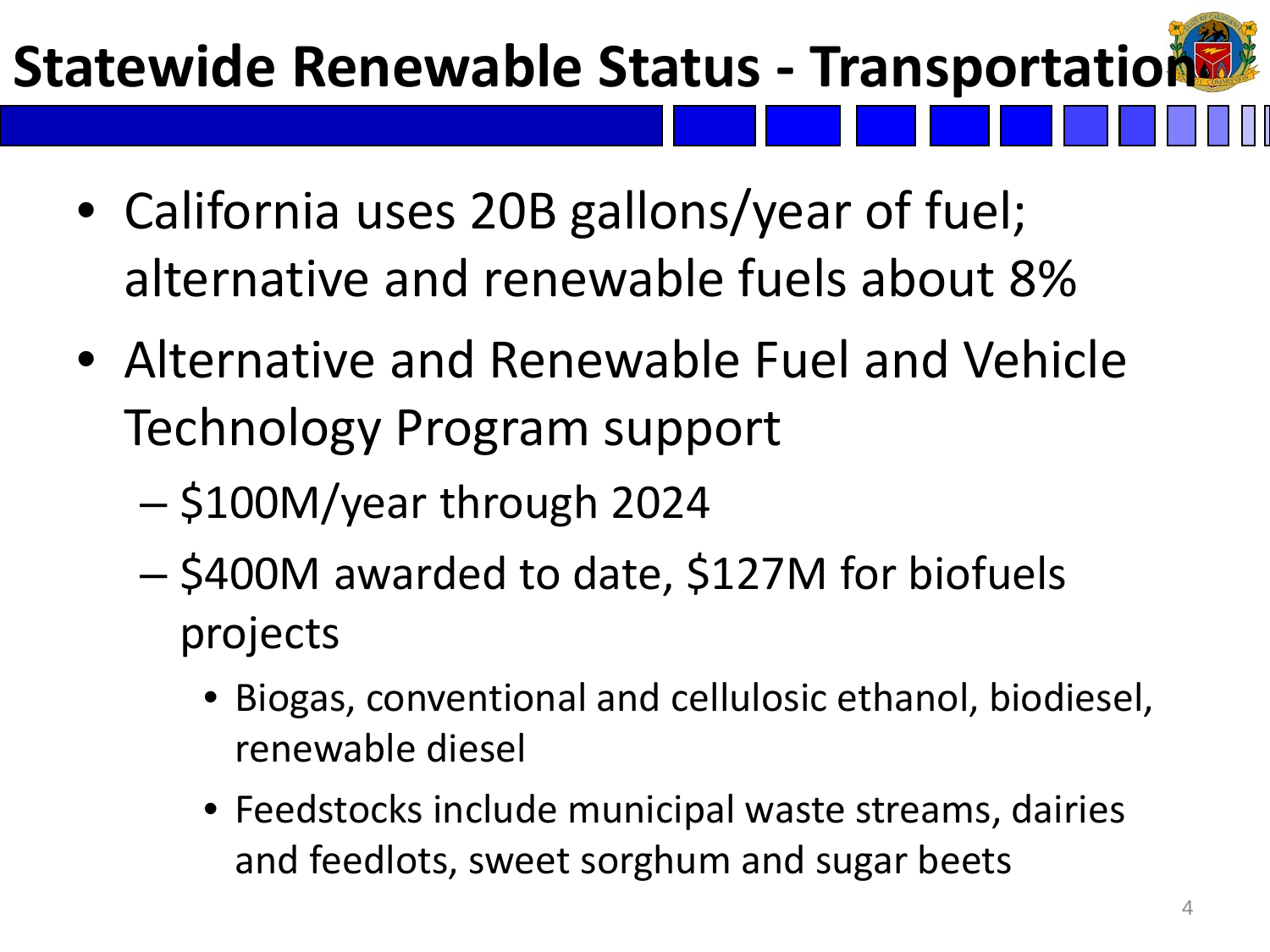# Statewide Renewable Status - Transportation

- California uses 20B gallons/year of fuel; alternative and renewable fuels about 8%
- Alternative and Renewable Fuel and Vehicle Technology Program support
  - $100M/year through 2024
  - $400M awarded to date, $127M for biofuels projects
    - Biogas, conventional and cellulosic ethanol, biodiesel, renewable diesel
    - Feedstocks include municipal waste streams, dairies and feedlots, sweet sorghum and sugar beets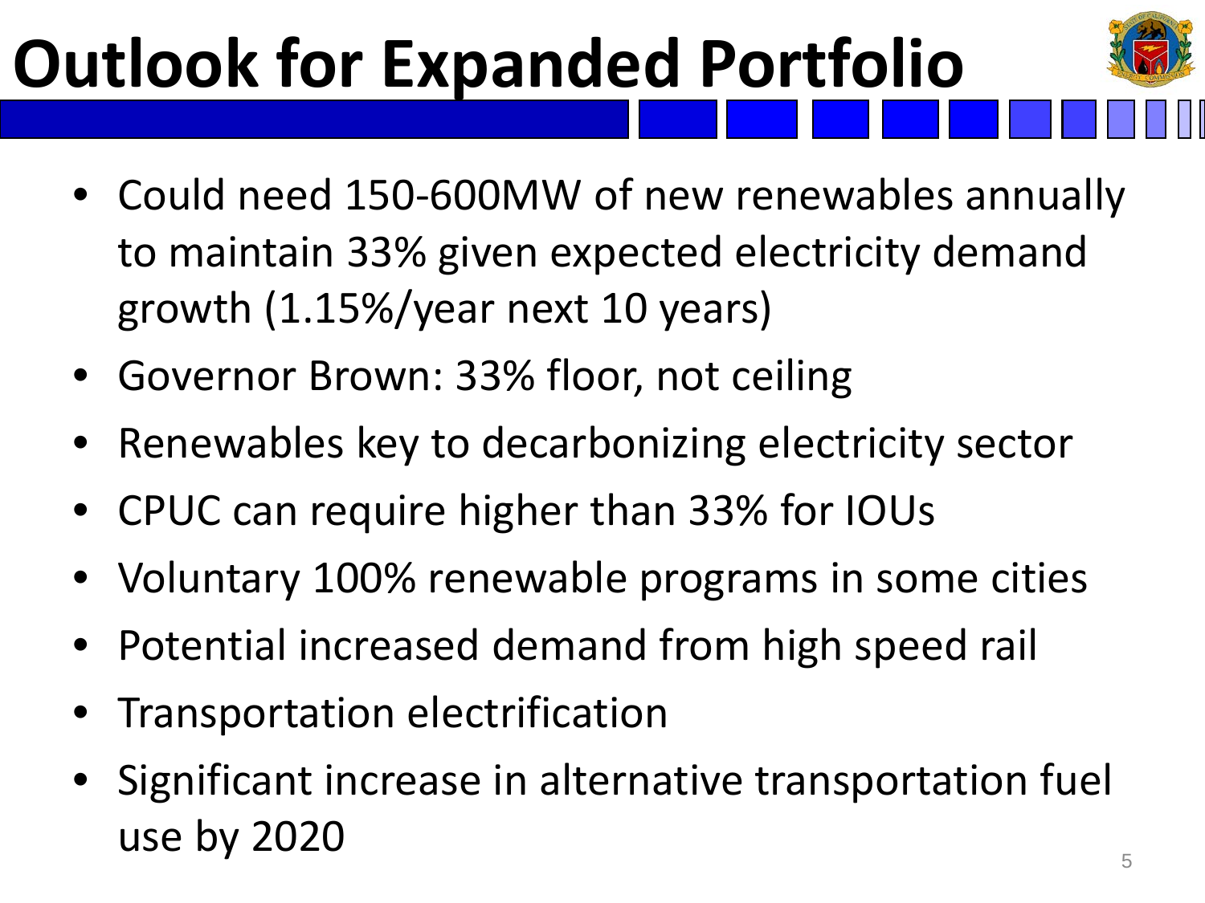# Outlook for Expanded Portfolio

- Could need 150-600MW of new renewables annually to maintain 33% given expected electricity demand growth (1.15%/year next 10 years)
- Governor Brown: 33% floor, not ceiling
- Renewables key to decarbonizing electricity sector
- CPUC can require higher than 33% for IOUs
- Voluntary 100% renewable programs in some cities
- Potential increased demand from high speed rail
- Transportation electrification
- Significant increase in alternative transportation fuel use by 2020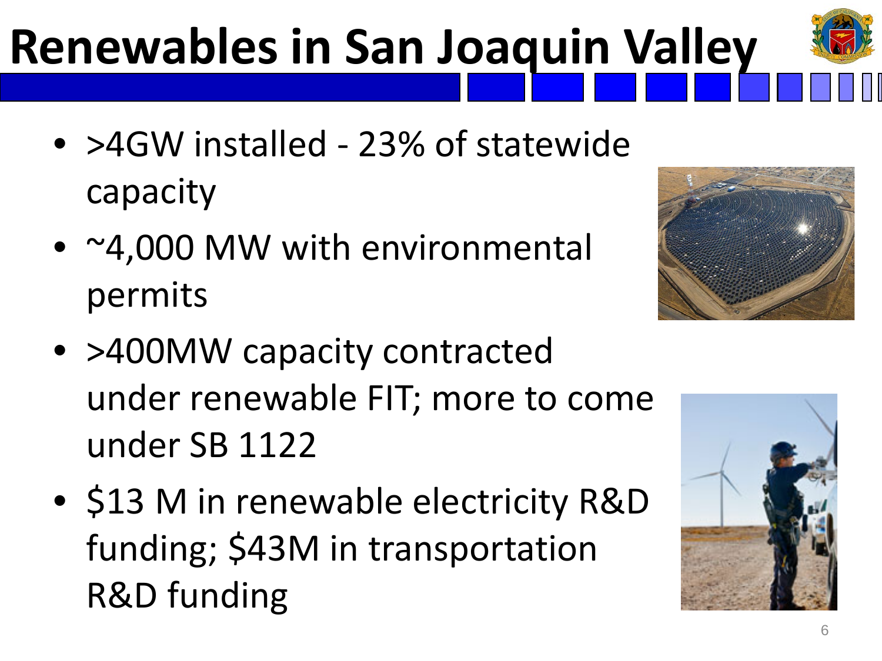# Renewables in San Joaquin Valley

- >4GW installed - 23% of statewide capacity
- ~4,000 MW with environmental permits
- >400MW capacity contracted under renewable FIT; more to come under SB 1122
- $13 M in renewable electricity R&D funding; $43M in transportation R&D funding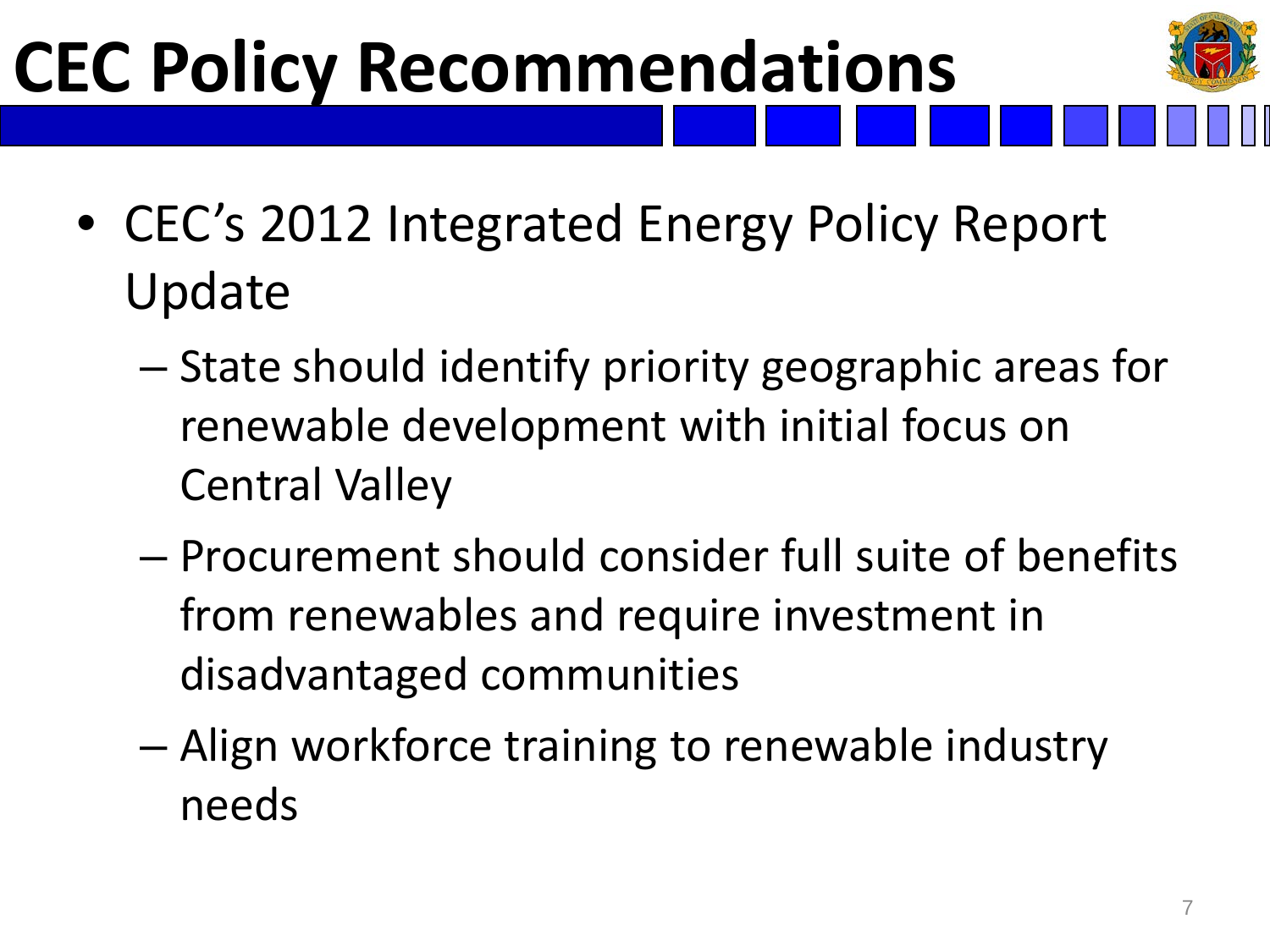# CEC Policy Recommendations

- CEC's 2012 Integrated Energy Policy Report Update
  - State should identify priority geographic areas for renewable development with initial focus on Central Valley
  - Procurement should consider full suite of benefits from renewables and require investment in disadvantaged communities
  - Align workforce training to renewable industry needs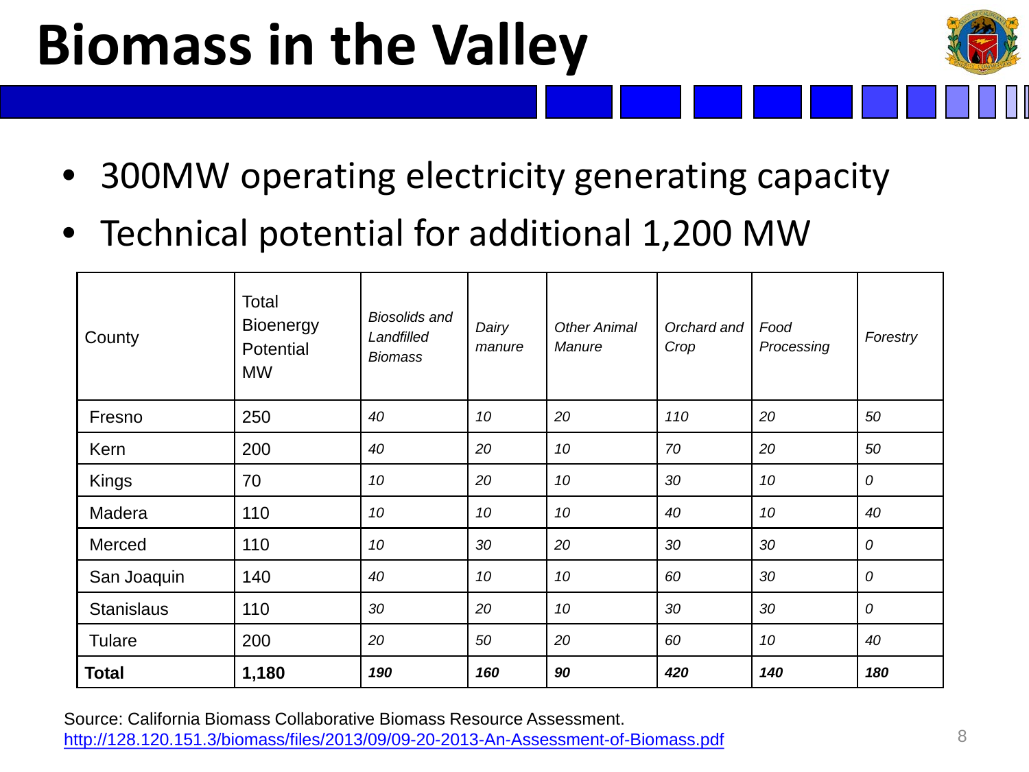# Biomass in the Valley

- 300MW operating electricity generating capacity
- Technical potential for additional 1,200 MW

| County | Total Bioenergy Potential MW | *Biosolids and Landfilled Biomass* | *Dairy manure* | *Other Animal Manure* | *Orchard and Crop* | *Food Processing* | *Forestry* |
|---|---|---|---|---|---|---|---|
| Fresno | 250 | *40* | *10* | *20* | *110* | *20* | *50* |
| Kern | 200 | *40* | *20* | *10* | *70* | *20* | *50* |
| Kings | 70 | *10* | *20* | *10* | *30* | *10* | *0* |
| Madera | 110 | *10* | *10* | *10* | *40* | *10* | *40* |
| Merced | 110 | *10* | *30* | *20* | *30* | *30* | *0* |
| San Joaquin | 140 | *40* | *10* | *10* | *60* | *30* | *0* |
| Stanislaus | 110 | *30* | *20* | *10* | *30* | *30* | *0* |
| Tulare | 200 | *20* | *50* | *20* | *60* | *10* | *40* |
| **Total** | **1,180** | ***190*** | ***160*** | ***90*** | ***420*** | ***140*** | ***180*** |

Source: California Biomass Collaborative Biomass Resource Assessment. http://128.120.151.3/biomass/files/2013/09/09-20-2013-An-Assessment-of-Biomass.pdf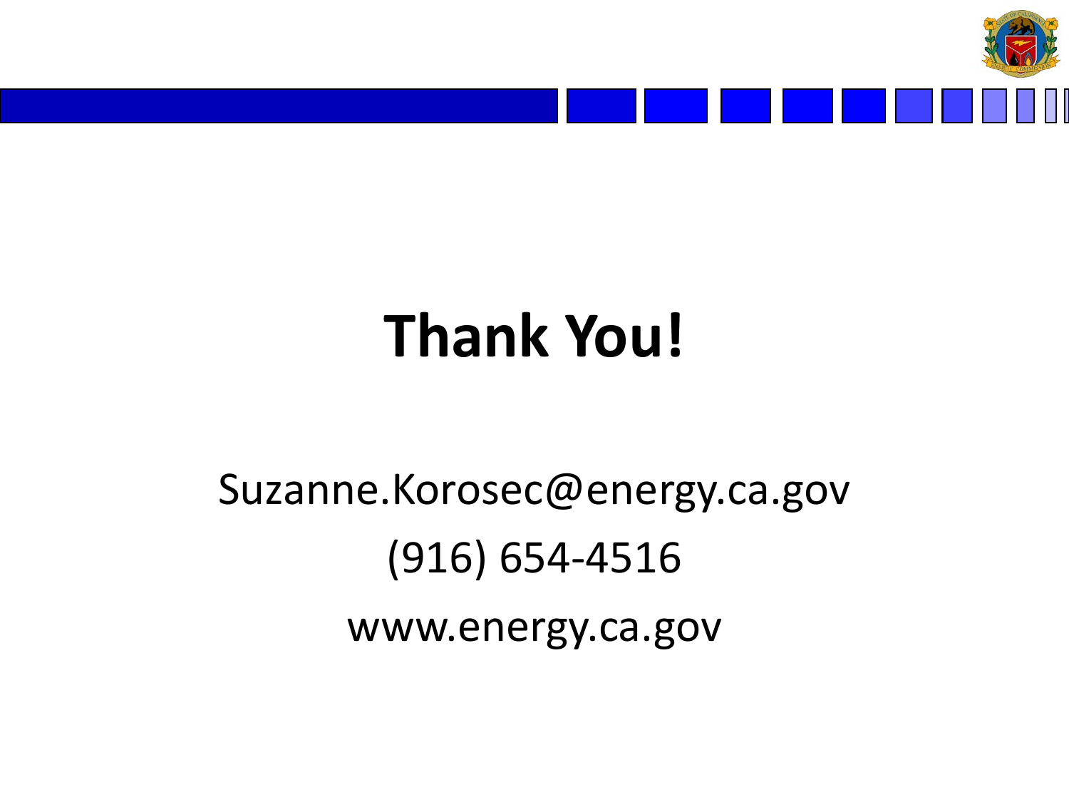# Thank You!

Suzanne.Korosec@energy.ca.gov

(916) 654-4516

www.energy.ca.gov